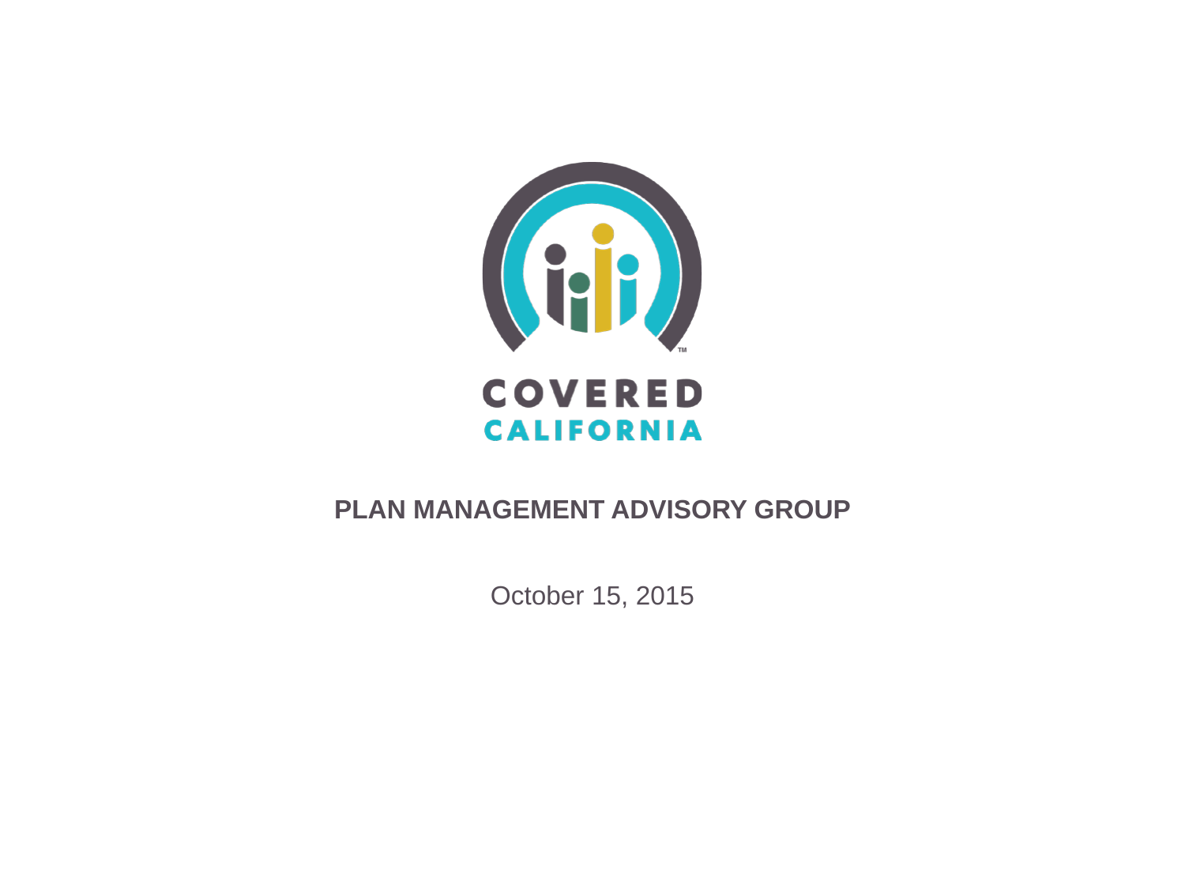COVERED CALIFORNIA

# PLAN MANAGEMENT ADVISORY GROUP

October 15, 2015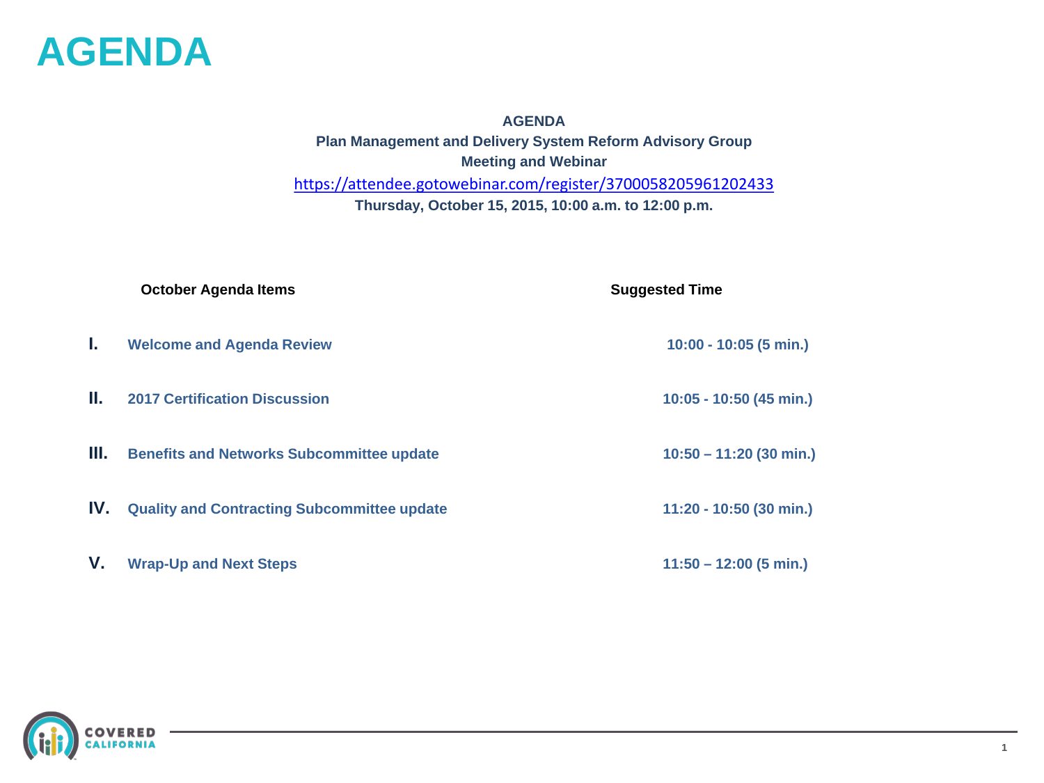# AGENDA

**AGENDA**
**Plan Management and Delivery System Reform Advisory Group**
**Meeting and Webinar**
https://attendee.gotowebinar.com/register/3700058205961202433
**Thursday, October 15, 2015, 10:00 a.m. to 12:00 p.m.**

| | October Agenda Items | Suggested Time |
|---|---|---|
| I. | Welcome and Agenda Review | 10:00 - 10:05 (5 min.) |
| II. | 2017 Certification Discussion | 10:05 - 10:50 (45 min.) |
| III. | Benefits and Networks Subcommittee update | 10:50 – 11:20 (30 min.) |
| IV. | Quality and Contracting Subcommittee update | 11:20 - 10:50 (30 min.) |
| V. | Wrap-Up and Next Steps | 11:50 – 12:00 (5 min.) |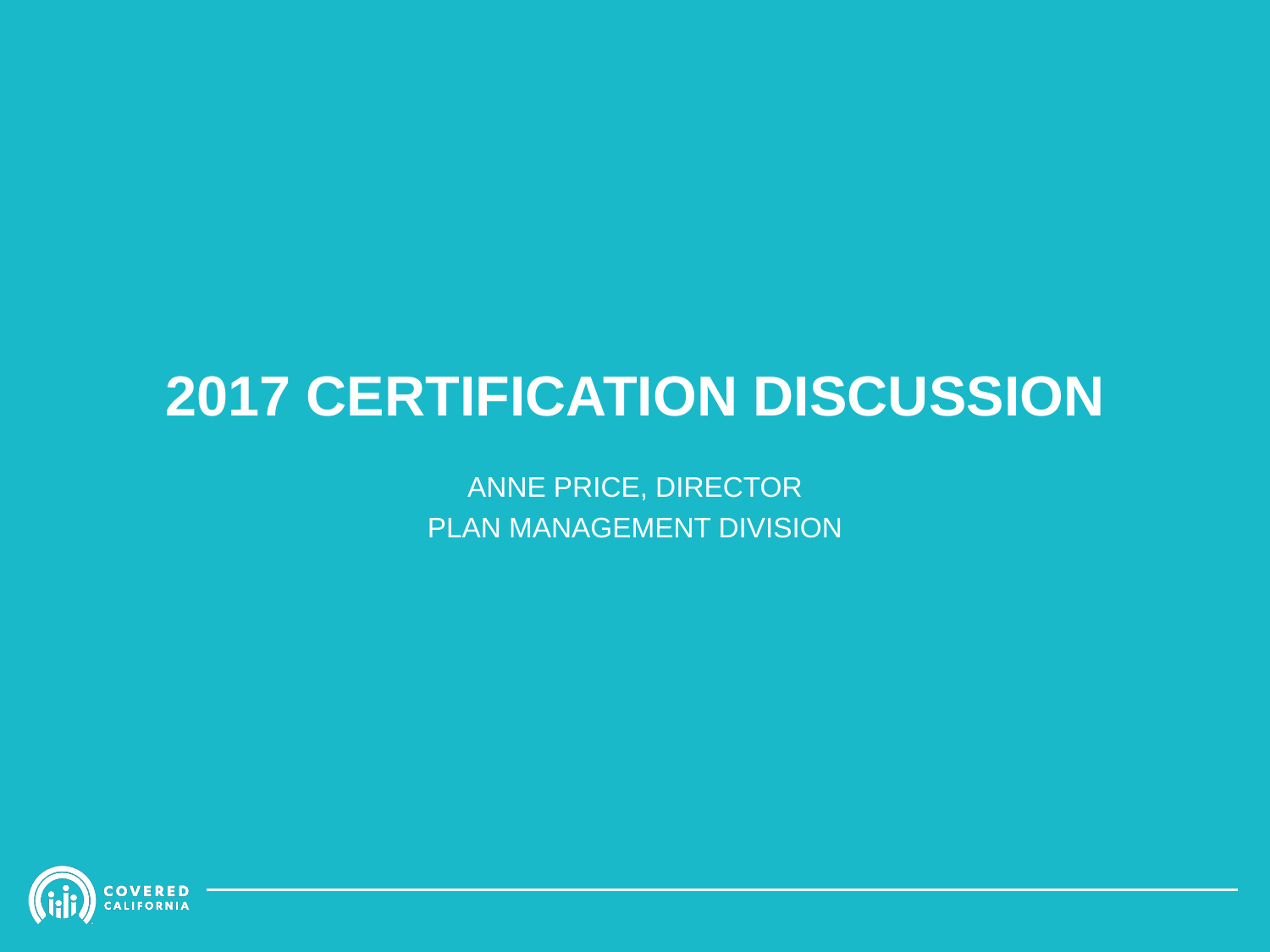# 2017 CERTIFICATION DISCUSSION

ANNE PRICE, DIRECTOR
PLAN MANAGEMENT DIVISION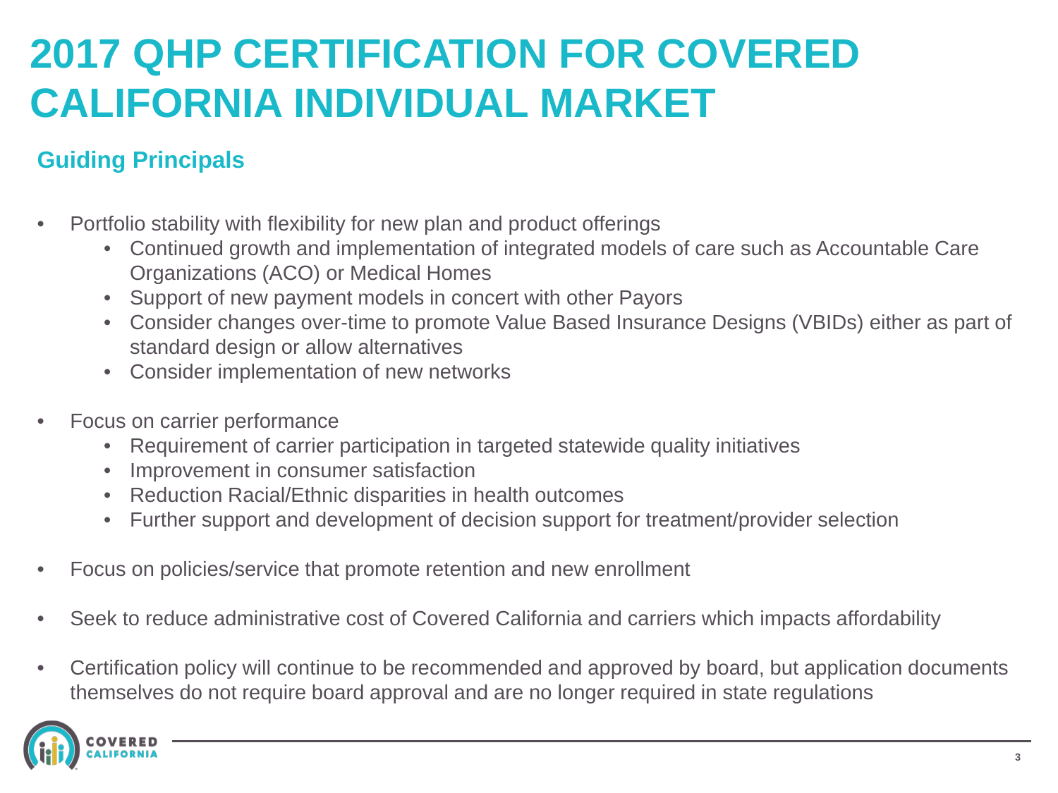# 2017 QHP CERTIFICATION FOR COVERED CALIFORNIA INDIVIDUAL MARKET

## Guiding Principals

- Portfolio stability with flexibility for new plan and product offerings
  - Continued growth and implementation of integrated models of care such as Accountable Care Organizations (ACO) or Medical Homes
  - Support of new payment models in concert with other Payors
  - Consider changes over-time to promote Value Based Insurance Designs (VBIDs) either as part of standard design or allow alternatives
  - Consider implementation of new networks
- Focus on carrier performance
  - Requirement of carrier participation in targeted statewide quality initiatives
  - Improvement in consumer satisfaction
  - Reduction Racial/Ethnic disparities in health outcomes
  - Further support and development of decision support for treatment/provider selection
- Focus on policies/service that promote retention and new enrollment
- Seek to reduce administrative cost of Covered California and carriers which impacts affordability
- Certification policy will continue to be recommended and approved by board, but application documents themselves do not require board approval and are no longer required in state regulations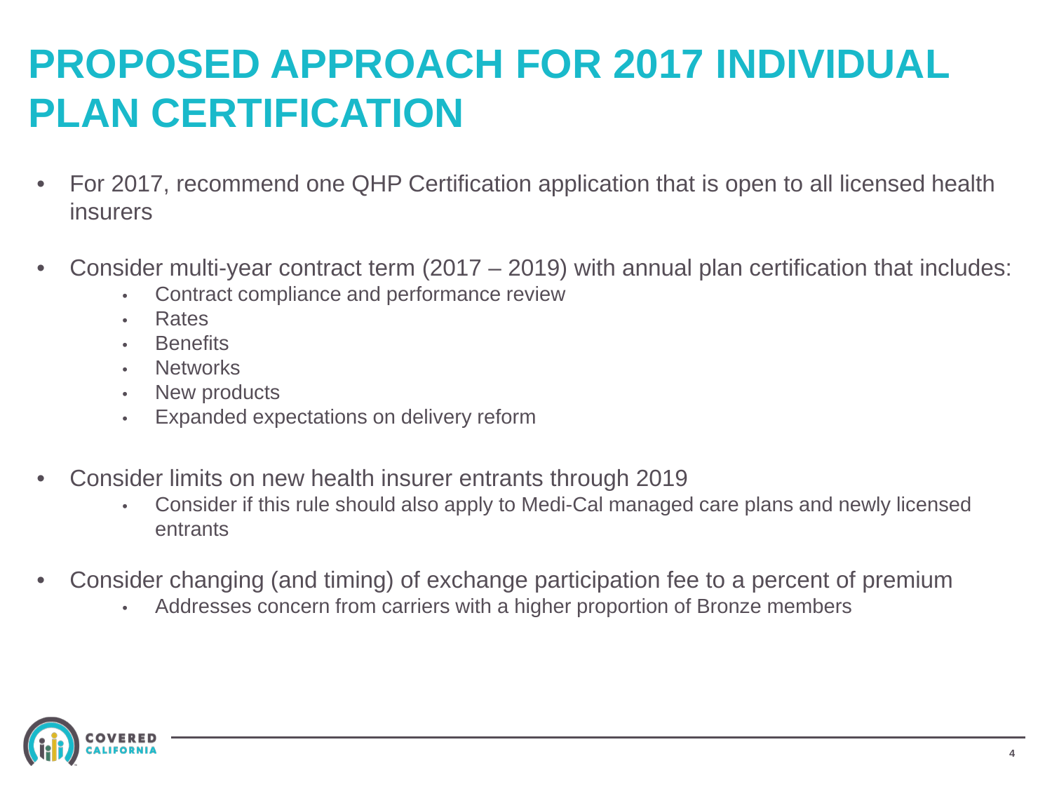# PROPOSED APPROACH FOR 2017 INDIVIDUAL PLAN CERTIFICATION

- For 2017, recommend one QHP Certification application that is open to all licensed health insurers
- Consider multi-year contract term (2017 – 2019) with annual plan certification that includes:
  - Contract compliance and performance review
  - Rates
  - Benefits
  - Networks
  - New products
  - Expanded expectations on delivery reform
- Consider limits on new health insurer entrants through 2019
  - Consider if this rule should also apply to Medi-Cal managed care plans and newly licensed entrants
- Consider changing (and timing) of exchange participation fee to a percent of premium
  - Addresses concern from carriers with a higher proportion of Bronze members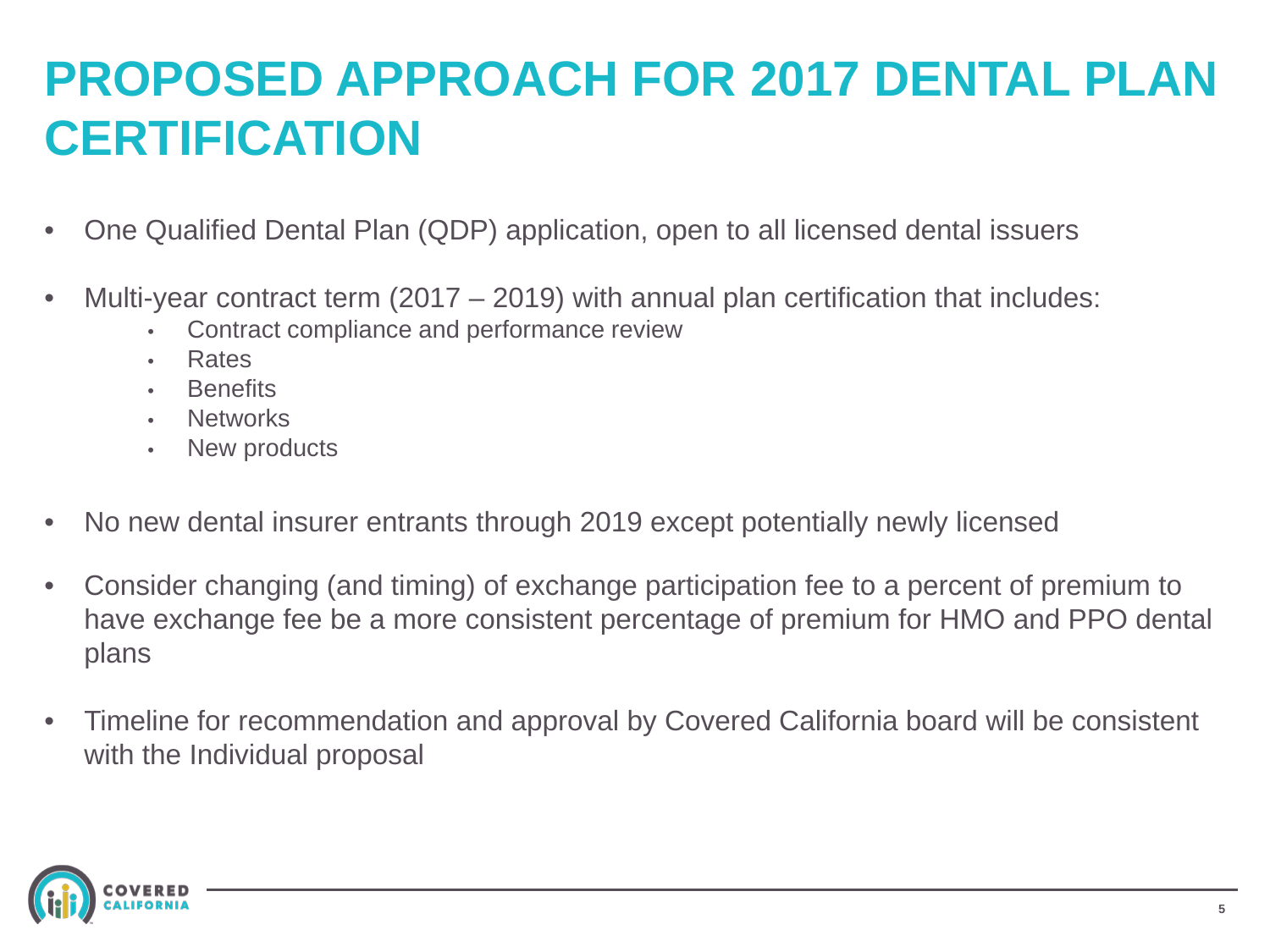# PROPOSED APPROACH FOR 2017 DENTAL PLAN CERTIFICATION

- One Qualified Dental Plan (QDP) application, open to all licensed dental issuers
- Multi-year contract term (2017 – 2019) with annual plan certification that includes:
  - Contract compliance and performance review
  - Rates
  - Benefits
  - Networks
  - New products
- No new dental insurer entrants through 2019 except potentially newly licensed
- Consider changing (and timing) of exchange participation fee to a percent of premium to have exchange fee be a more consistent percentage of premium for HMO and PPO dental plans
- Timeline for recommendation and approval by Covered California board will be consistent with the Individual proposal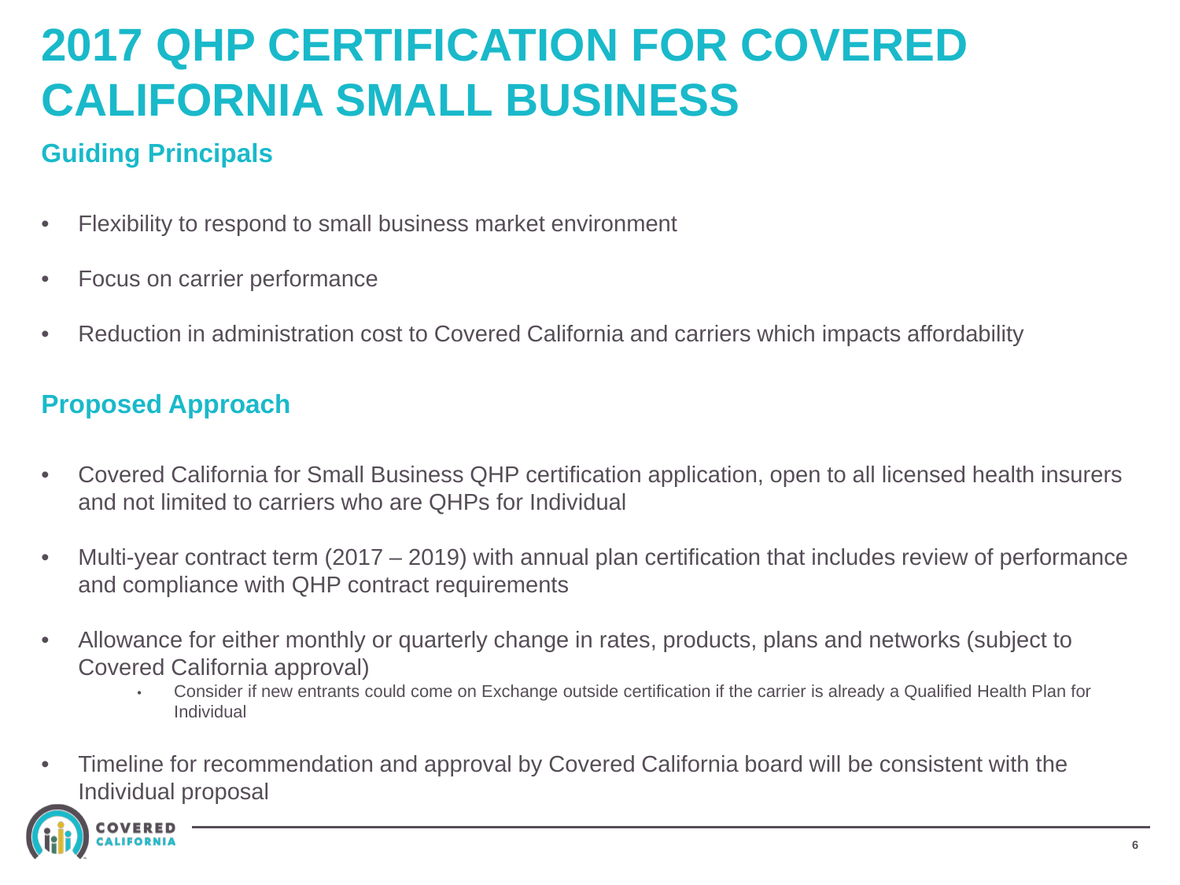# 2017 QHP CERTIFICATION FOR COVERED CALIFORNIA SMALL BUSINESS

## Guiding Principals

- Flexibility to respond to small business market environment
- Focus on carrier performance
- Reduction in administration cost to Covered California and carriers which impacts affordability

## Proposed Approach

- Covered California for Small Business QHP certification application, open to all licensed health insurers and not limited to carriers who are QHPs for Individual
- Multi-year contract term (2017 – 2019) with annual plan certification that includes review of performance and compliance with QHP contract requirements
- Allowance for either monthly or quarterly change in rates, products, plans and networks (subject to Covered California approval)
  - Consider if new entrants could come on Exchange outside certification if the carrier is already a Qualified Health Plan for Individual
- Timeline for recommendation and approval by Covered California board will be consistent with the Individual proposal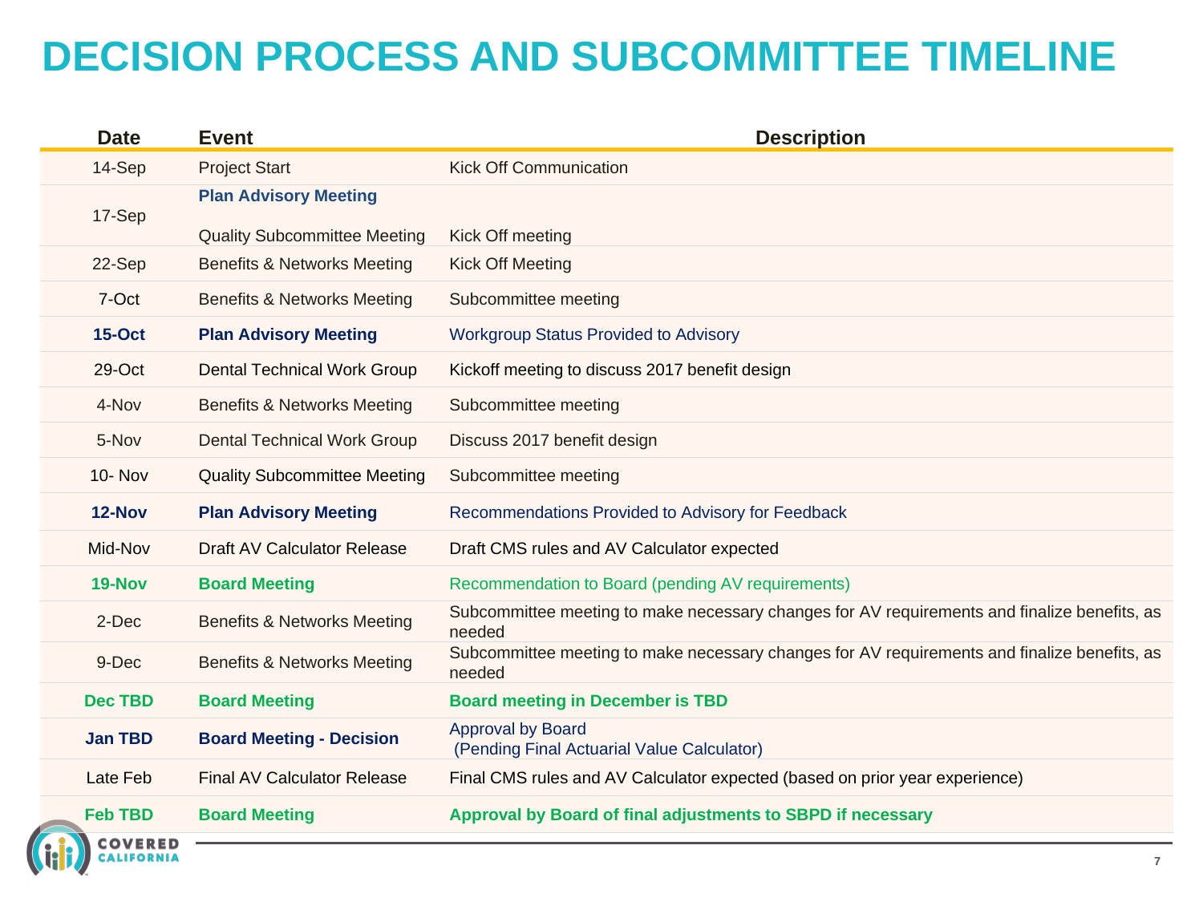# DECISION PROCESS AND SUBCOMMITTEE TIMELINE

| Date | Event | Description |
|---|---|---|
| 14-Sep | Project Start | Kick Off Communication |
| 17-Sep | **Plan Advisory Meeting** | |
| | Quality Subcommittee Meeting | Kick Off meeting |
| 22-Sep | Benefits & Networks Meeting | Kick Off Meeting |
| 7-Oct | Benefits & Networks Meeting | Subcommittee meeting |
| **15-Oct** | **Plan Advisory Meeting** | Workgroup Status Provided to Advisory |
| 29-Oct | Dental Technical Work Group | Kickoff meeting to discuss 2017 benefit design |
| 4-Nov | Benefits & Networks Meeting | Subcommittee meeting |
| 5-Nov | Dental Technical Work Group | Discuss 2017 benefit design |
| 10- Nov | Quality Subcommittee Meeting | Subcommittee meeting |
| **12-Nov** | **Plan Advisory Meeting** | Recommendations Provided to Advisory for Feedback |
| Mid-Nov | Draft AV Calculator Release | Draft CMS rules and AV Calculator expected |
| **19-Nov** | **Board Meeting** | Recommendation to Board (pending AV requirements) |
| 2-Dec | Benefits & Networks Meeting | Subcommittee meeting to make necessary changes for AV requirements and finalize benefits, as needed |
| 9-Dec | Benefits & Networks Meeting | Subcommittee meeting to make necessary changes for AV requirements and finalize benefits, as needed |
| **Dec TBD** | **Board Meeting** | **Board meeting in December is TBD** |
| **Jan TBD** | **Board Meeting - Decision** | Approval by Board (Pending Final Actuarial Value Calculator) |
| Late Feb | Final AV Calculator Release | Final CMS rules and AV Calculator expected (based on prior year experience) |
| **Feb TBD** | **Board Meeting** | **Approval by Board of final adjustments to SBPD if necessary** |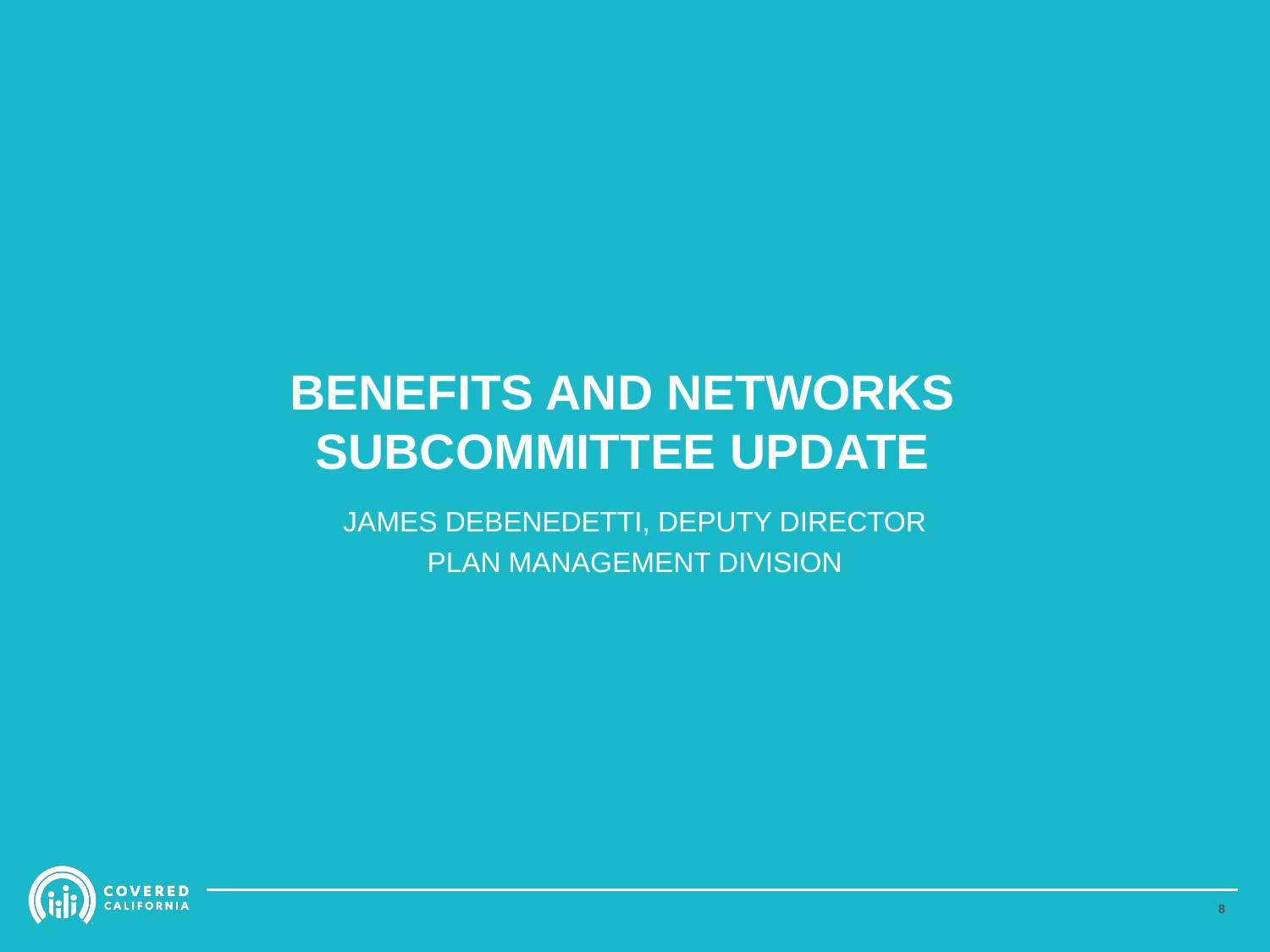# BENEFITS AND NETWORKS SUBCOMMITTEE UPDATE

JAMES DEBENEDETTI, DEPUTY DIRECTOR

PLAN MANAGEMENT DIVISION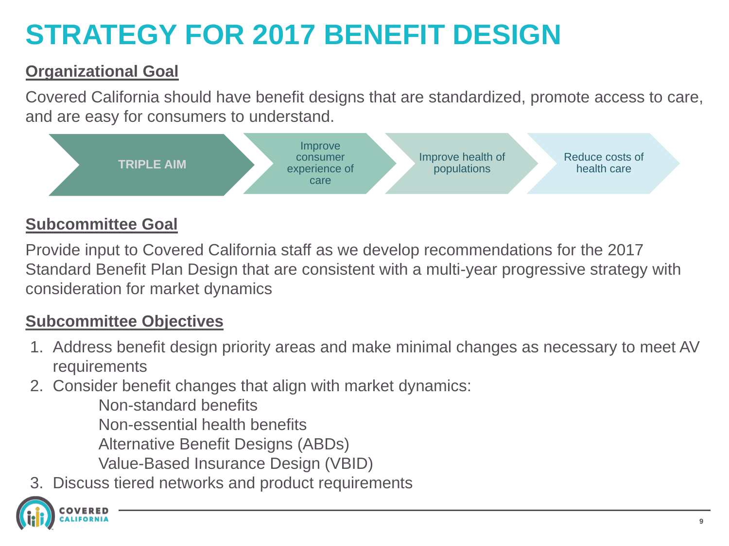# STRATEGY FOR 2017 BENEFIT DESIGN

**Organizational Goal**

Covered California should have benefit designs that are standardized, promote access to care, and are easy for consumers to understand.

**TRIPLE AIM** → Improve consumer experience of care → Improve health of populations → Reduce costs of health care

**Subcommittee Goal**

Provide input to Covered California staff as we develop recommendations for the 2017 Standard Benefit Plan Design that are consistent with a multi-year progressive strategy with consideration for market dynamics

**Subcommittee Objectives**

1. Address benefit design priority areas and make minimal changes as necessary to meet AV requirements
2. Consider benefit changes that align with market dynamics:
   - Non-standard benefits
   - Non-essential health benefits
   - Alternative Benefit Designs (ABDs)
   - Value-Based Insurance Design (VBID)
3. Discuss tiered networks and product requirements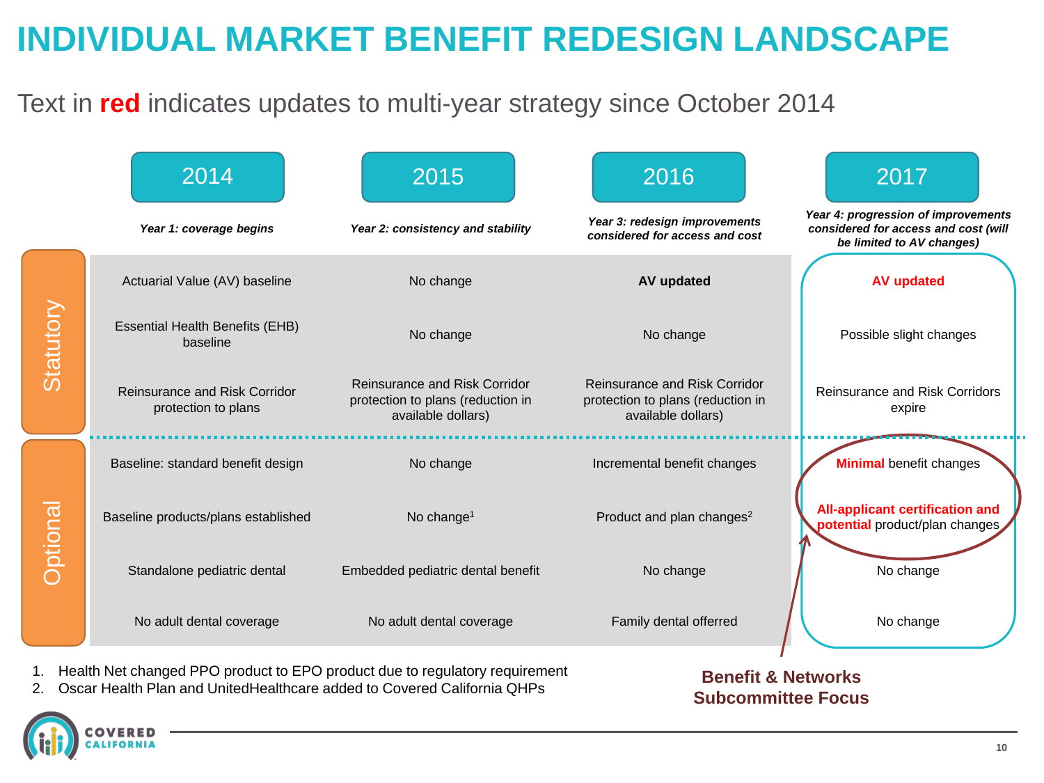# INDIVIDUAL MARKET BENEFIT REDESIGN LANDSCAPE

Text in **red** indicates updates to multi-year strategy since October 2014

| | 2014 | 2015 | 2016 | 2017 |
|---|---|---|---|---|
| | *Year 1: coverage begins* | *Year 2: consistency and stability* | *Year 3: redesign improvements considered for access and cost* | *Year 4: progression of improvements considered for access and cost (will be limited to AV changes)* |
| Statutory | Actuarial Value (AV) baseline | No change | **AV updated** | **AV updated** |
| Statutory | Essential Health Benefits (EHB) baseline | No change | No change | Possible slight changes |
| Statutory | Reinsurance and Risk Corridor protection to plans | Reinsurance and Risk Corridor protection to plans (reduction in available dollars) | Reinsurance and Risk Corridor protection to plans (reduction in available dollars) | Reinsurance and Risk Corridors expire |
| Optional | Baseline: standard benefit design | No change | Incremental benefit changes | **Minimal** benefit changes |
| Optional | Baseline products/plans established | No change[1] | Product and plan changes[2] | **All-applicant certification and potential** product/plan changes |
| Optional | Standalone pediatric dental | Embedded pediatric dental benefit | No change | No change |
| Optional | No adult dental coverage | No adult dental coverage | Family dental offerred | No change |

**Benefit & Networks Subcommittee Focus**

1. Health Net changed PPO product to EPO product due to regulatory requirement
2. Oscar Health Plan and UnitedHealthcare added to Covered California QHPs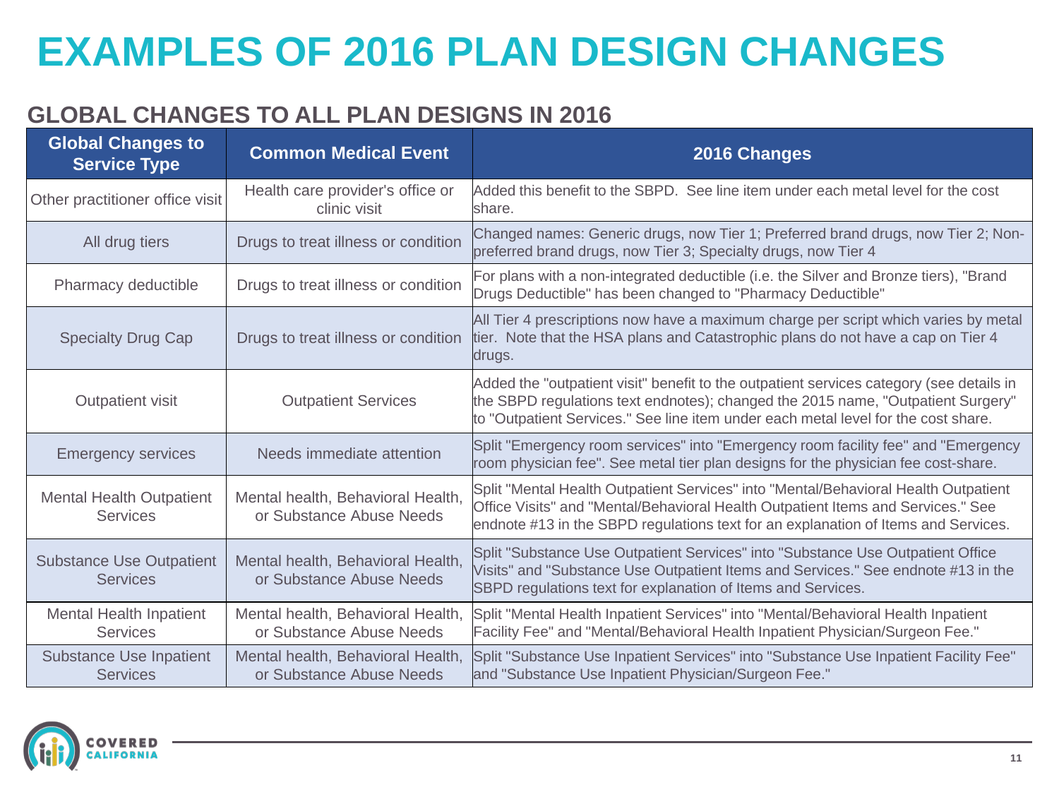# EXAMPLES OF 2016 PLAN DESIGN CHANGES

## GLOBAL CHANGES TO ALL PLAN DESIGNS IN 2016

| Global Changes to Service Type | Common Medical Event | 2016 Changes |
|---|---|---|
| Other practitioner office visit | Health care provider's office or clinic visit | Added this benefit to the SBPD. See line item under each metal level for the cost share. |
| All drug tiers | Drugs to treat illness or condition | Changed names: Generic drugs, now Tier 1; Preferred brand drugs, now Tier 2; Non-preferred brand drugs, now Tier 3; Specialty drugs, now Tier 4 |
| Pharmacy deductible | Drugs to treat illness or condition | For plans with a non-integrated deductible (i.e. the Silver and Bronze tiers), "Brand Drugs Deductible" has been changed to "Pharmacy Deductible" |
| Specialty Drug Cap | Drugs to treat illness or condition | All Tier 4 prescriptions now have a maximum charge per script which varies by metal tier. Note that the HSA plans and Catastrophic plans do not have a cap on Tier 4 drugs. |
| Outpatient visit | Outpatient Services | Added the "outpatient visit" benefit to the outpatient services category (see details in the SBPD regulations text endnotes); changed the 2015 name, "Outpatient Surgery" to "Outpatient Services." See line item under each metal level for the cost share. |
| Emergency services | Needs immediate attention | Split "Emergency room services" into "Emergency room facility fee" and "Emergency room physician fee". See metal tier plan designs for the physician fee cost-share. |
| Mental Health Outpatient Services | Mental health, Behavioral Health, or Substance Abuse Needs | Split "Mental Health Outpatient Services" into "Mental/Behavioral Health Outpatient Office Visits" and "Mental/Behavioral Health Outpatient Items and Services." See endnote #13 in the SBPD regulations text for an explanation of Items and Services. |
| Substance Use Outpatient Services | Mental health, Behavioral Health, or Substance Abuse Needs | Split "Substance Use Outpatient Services" into "Substance Use Outpatient Office Visits" and "Substance Use Outpatient Items and Services." See endnote #13 in the SBPD regulations text for explanation of Items and Services. |
| Mental Health Inpatient Services | Mental health, Behavioral Health, or Substance Abuse Needs | Split "Mental Health Inpatient Services" into "Mental/Behavioral Health Inpatient Facility Fee" and "Mental/Behavioral Health Inpatient Physician/Surgeon Fee." |
| Substance Use Inpatient Services | Mental health, Behavioral Health, or Substance Abuse Needs | Split "Substance Use Inpatient Services" into "Substance Use Inpatient Facility Fee" and "Substance Use Inpatient Physician/Surgeon Fee." |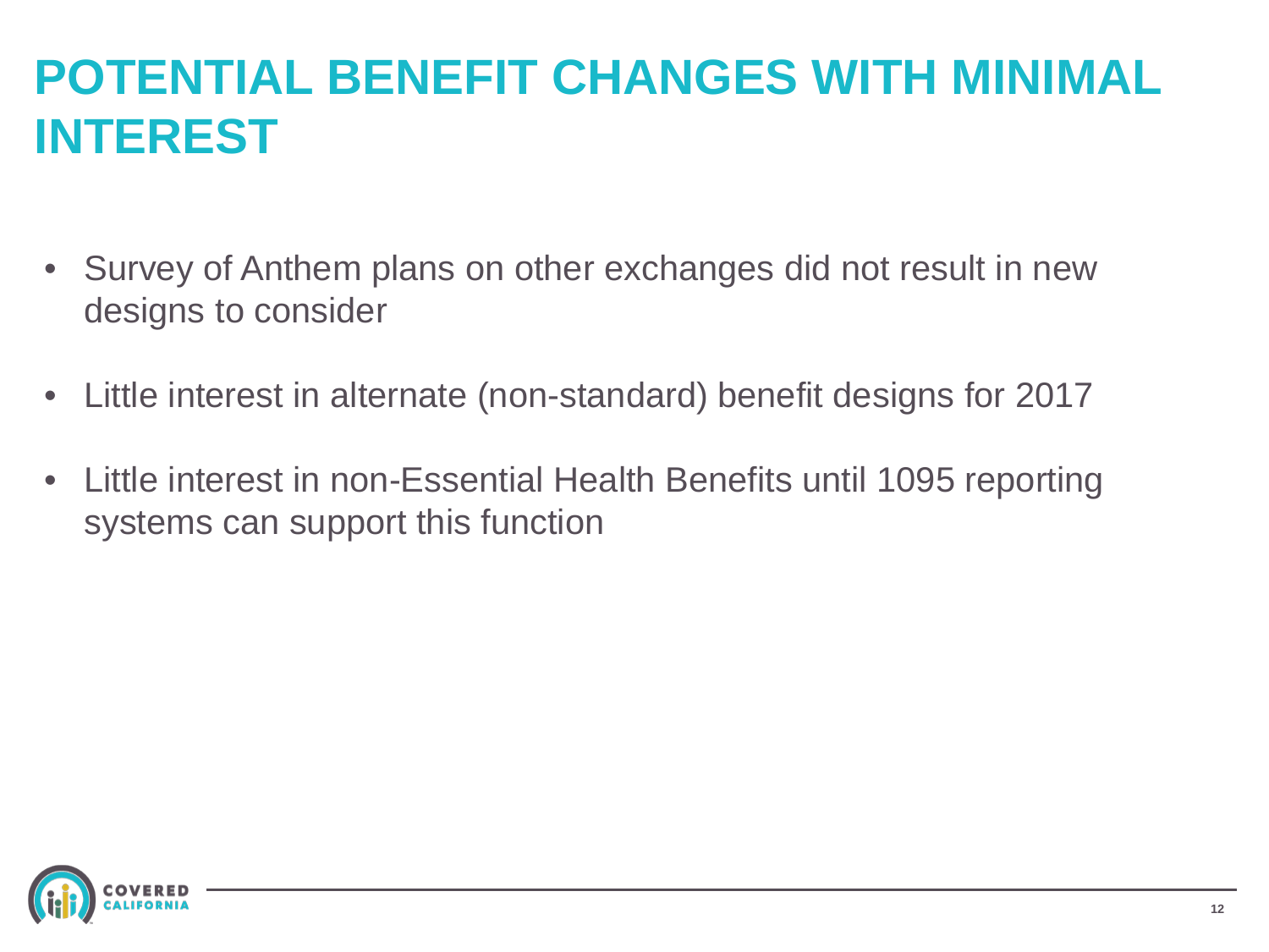# POTENTIAL BENEFIT CHANGES WITH MINIMAL INTEREST

- Survey of Anthem plans on other exchanges did not result in new designs to consider
- Little interest in alternate (non-standard) benefit designs for 2017
- Little interest in non-Essential Health Benefits until 1095 reporting systems can support this function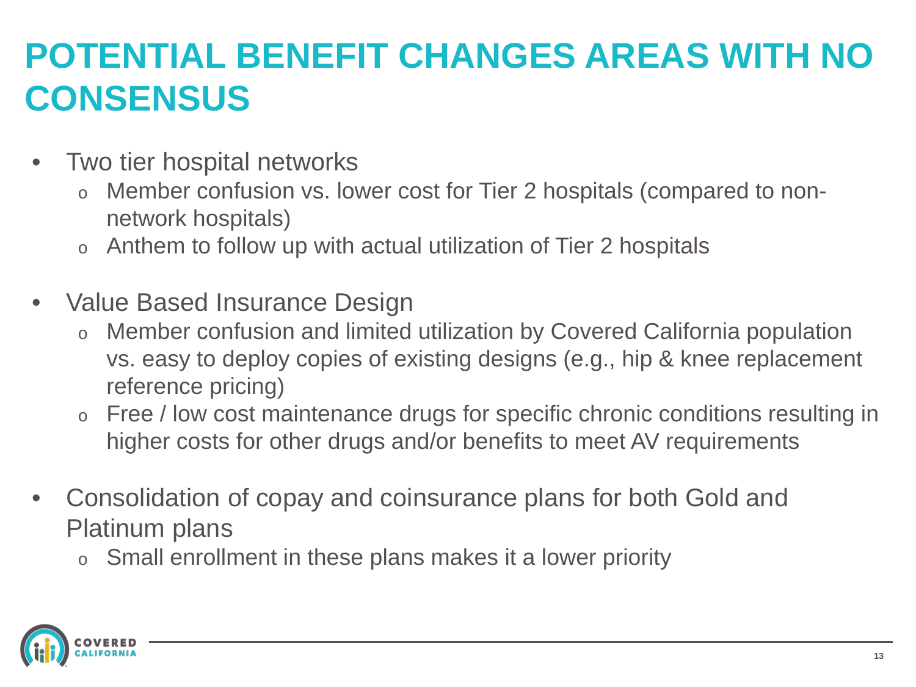# POTENTIAL BENEFIT CHANGES AREAS WITH NO CONSENSUS

- Two tier hospital networks
  - Member confusion vs. lower cost for Tier 2 hospitals (compared to non-network hospitals)
  - Anthem to follow up with actual utilization of Tier 2 hospitals
- Value Based Insurance Design
  - Member confusion and limited utilization by Covered California population vs. easy to deploy copies of existing designs (e.g., hip & knee replacement reference pricing)
  - Free / low cost maintenance drugs for specific chronic conditions resulting in higher costs for other drugs and/or benefits to meet AV requirements
- Consolidation of copay and coinsurance plans for both Gold and Platinum plans
  - Small enrollment in these plans makes it a lower priority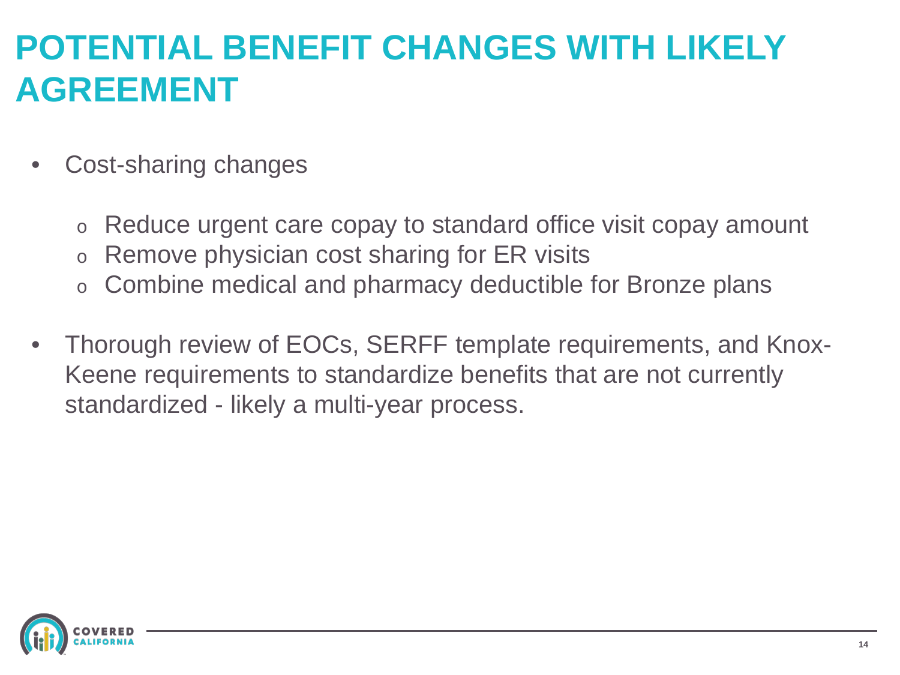# POTENTIAL BENEFIT CHANGES WITH LIKELY AGREEMENT

- Cost-sharing changes
  - Reduce urgent care copay to standard office visit copay amount
  - Remove physician cost sharing for ER visits
  - Combine medical and pharmacy deductible for Bronze plans
- Thorough review of EOCs, SERFF template requirements, and Knox-Keene requirements to standardize benefits that are not currently standardized - likely a multi-year process.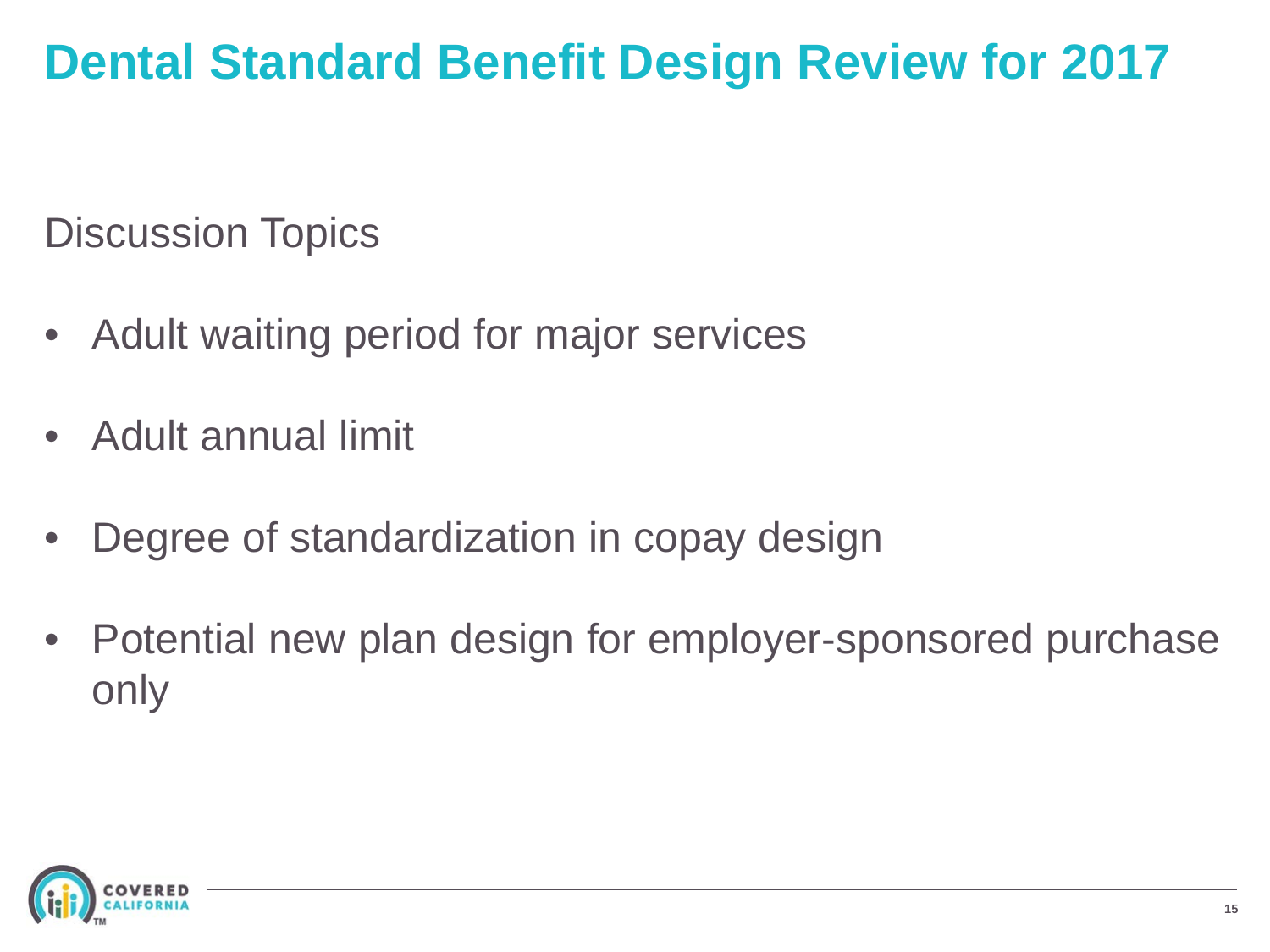# Dental Standard Benefit Design Review for 2017

Discussion Topics

- Adult waiting period for major services
- Adult annual limit
- Degree of standardization in copay design
- Potential new plan design for employer-sponsored purchase only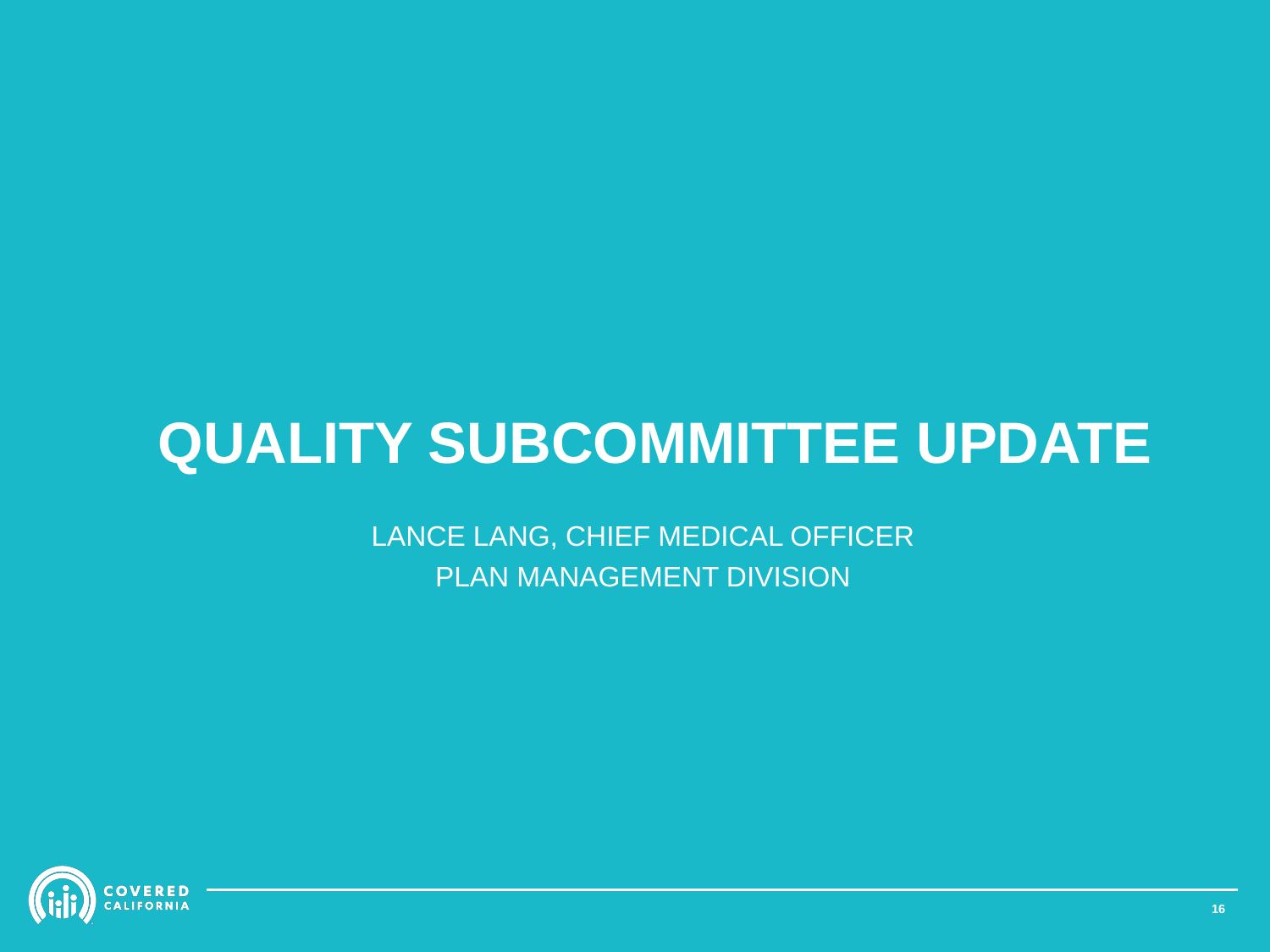# QUALITY SUBCOMMITTEE UPDATE

LANCE LANG, CHIEF MEDICAL OFFICER
PLAN MANAGEMENT DIVISION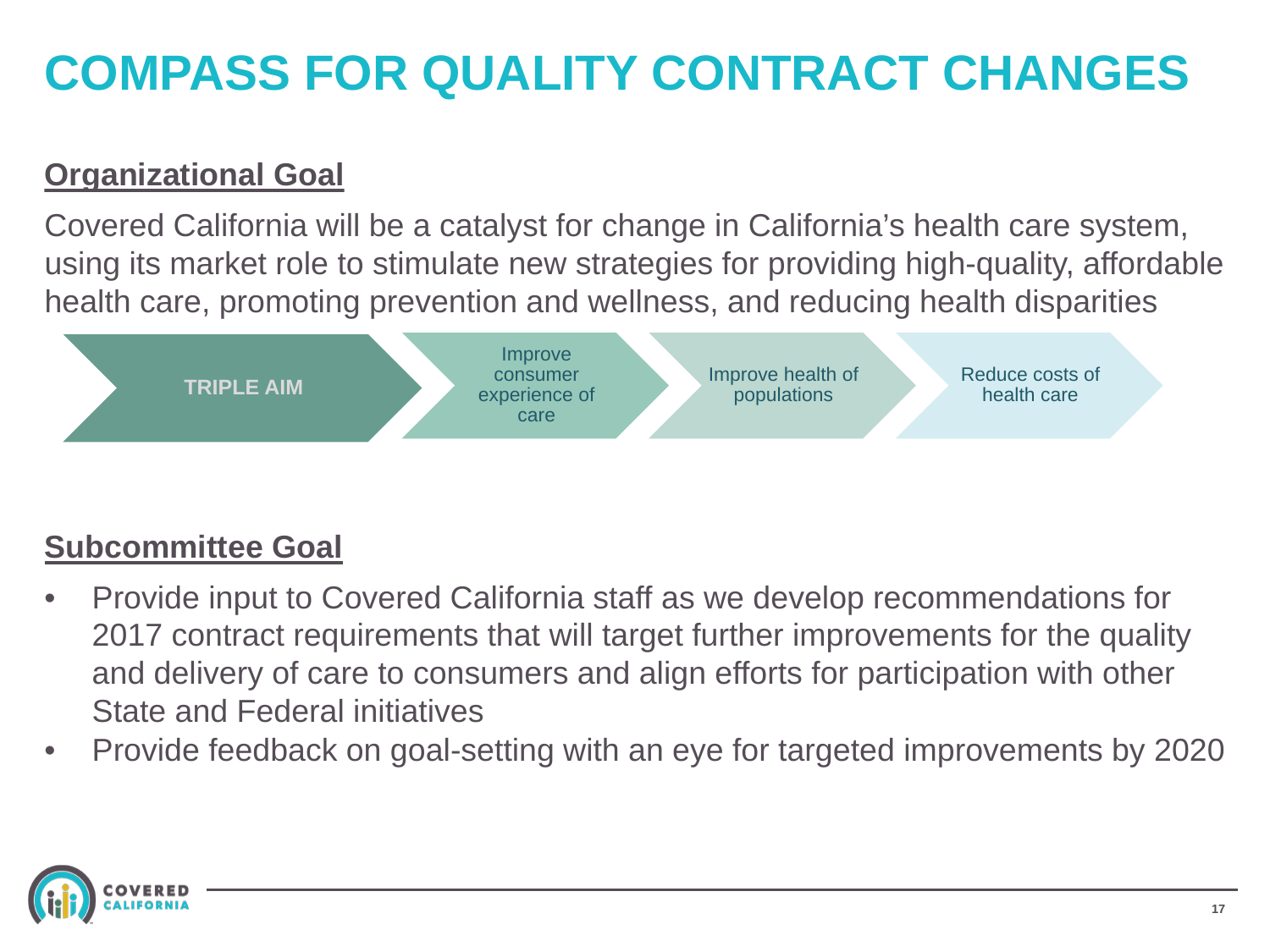# COMPASS FOR QUALITY CONTRACT CHANGES

## Organizational Goal

Covered California will be a catalyst for change in California's health care system, using its market role to stimulate new strategies for providing high-quality, affordable health care, promoting prevention and wellness, and reducing health disparities

**TRIPLE AIM** → Improve consumer experience of care → Improve health of populations → Reduce costs of health care

## Subcommittee Goal

- Provide input to Covered California staff as we develop recommendations for 2017 contract requirements that will target further improvements for the quality and delivery of care to consumers and align efforts for participation with other State and Federal initiatives
- Provide feedback on goal-setting with an eye for targeted improvements by 2020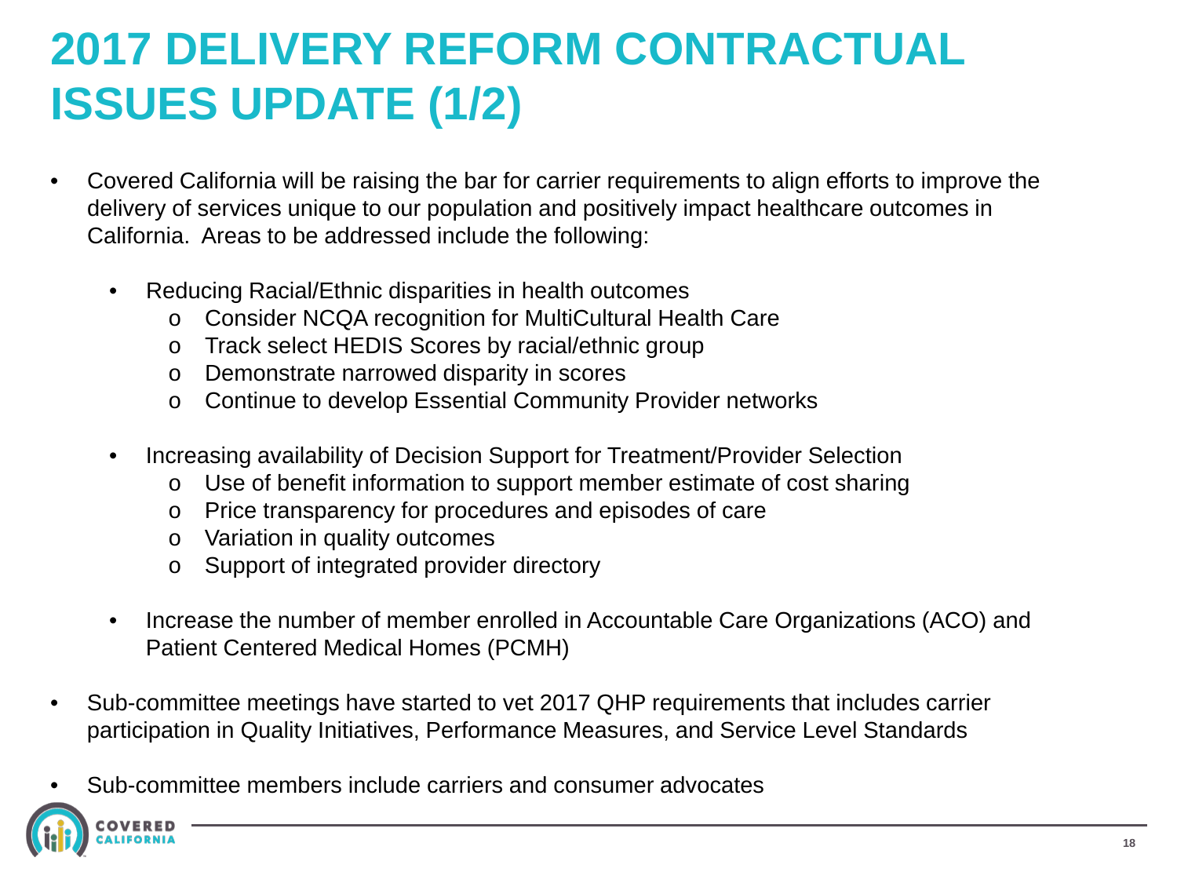# 2017 DELIVERY REFORM CONTRACTUAL ISSUES UPDATE (1/2)

- Covered California will be raising the bar for carrier requirements to align efforts to improve the delivery of services unique to our population and positively impact healthcare outcomes in California. Areas to be addressed include the following:
  - Reducing Racial/Ethnic disparities in health outcomes
    - Consider NCQA recognition for MultiCultural Health Care
    - Track select HEDIS Scores by racial/ethnic group
    - Demonstrate narrowed disparity in scores
    - Continue to develop Essential Community Provider networks
  - Increasing availability of Decision Support for Treatment/Provider Selection
    - Use of benefit information to support member estimate of cost sharing
    - Price transparency for procedures and episodes of care
    - Variation in quality outcomes
    - Support of integrated provider directory
  - Increase the number of member enrolled in Accountable Care Organizations (ACO) and Patient Centered Medical Homes (PCMH)
- Sub-committee meetings have started to vet 2017 QHP requirements that includes carrier participation in Quality Initiatives, Performance Measures, and Service Level Standards
- Sub-committee members include carriers and consumer advocates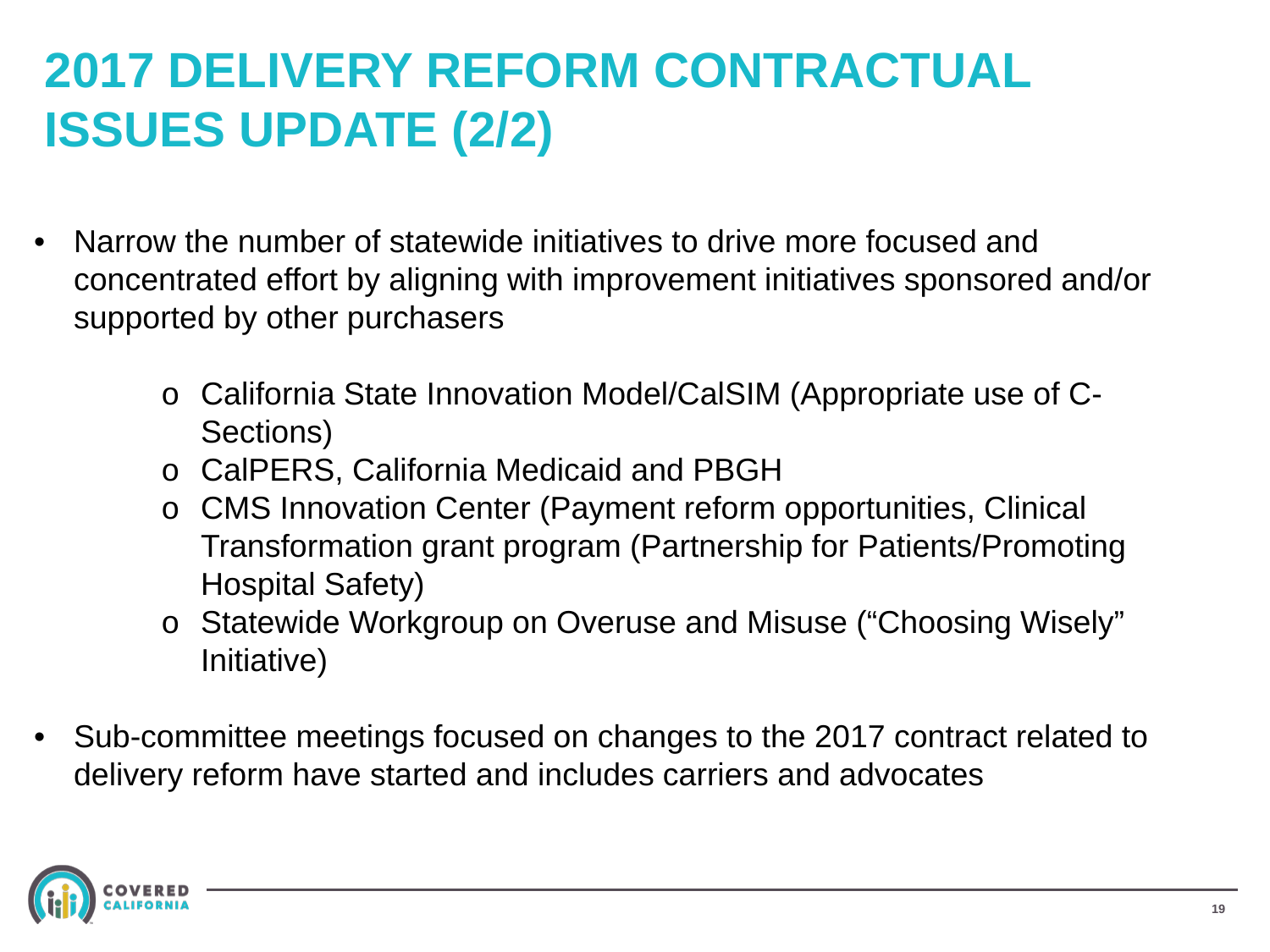# 2017 DELIVERY REFORM CONTRACTUAL ISSUES UPDATE (2/2)

- Narrow the number of statewide initiatives to drive more focused and concentrated effort by aligning with improvement initiatives sponsored and/or supported by other purchasers
  - California State Innovation Model/CalSIM (Appropriate use of C-Sections)
  - CalPERS, California Medicaid and PBGH
  - CMS Innovation Center (Payment reform opportunities, Clinical Transformation grant program (Partnership for Patients/Promoting Hospital Safety)
  - Statewide Workgroup on Overuse and Misuse ("Choosing Wisely" Initiative)
- Sub-committee meetings focused on changes to the 2017 contract related to delivery reform have started and includes carriers and advocates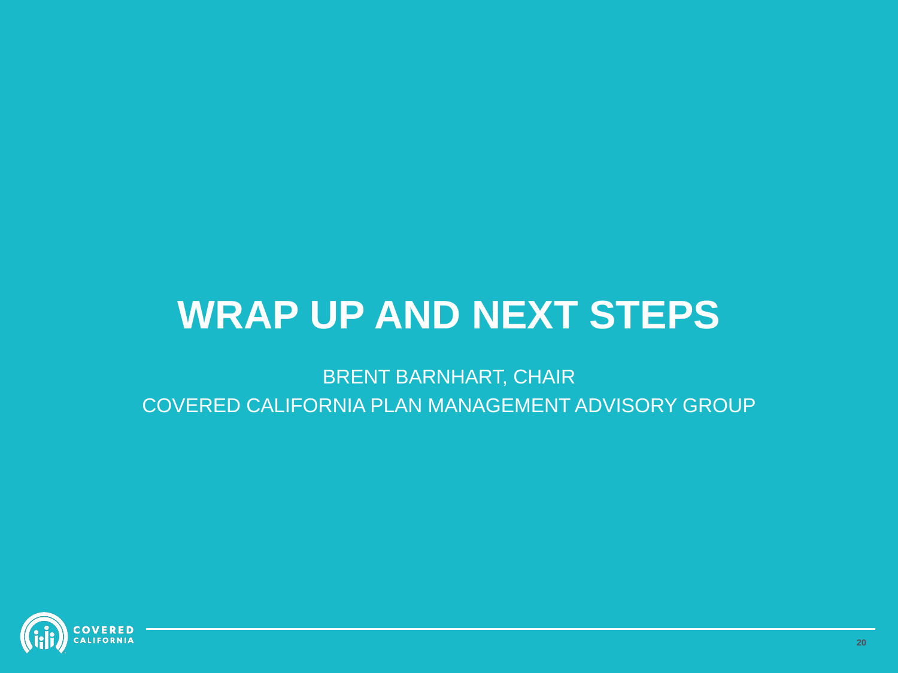# WRAP UP AND NEXT STEPS

BRENT BARNHART, CHAIR

COVERED CALIFORNIA PLAN MANAGEMENT ADVISORY GROUP